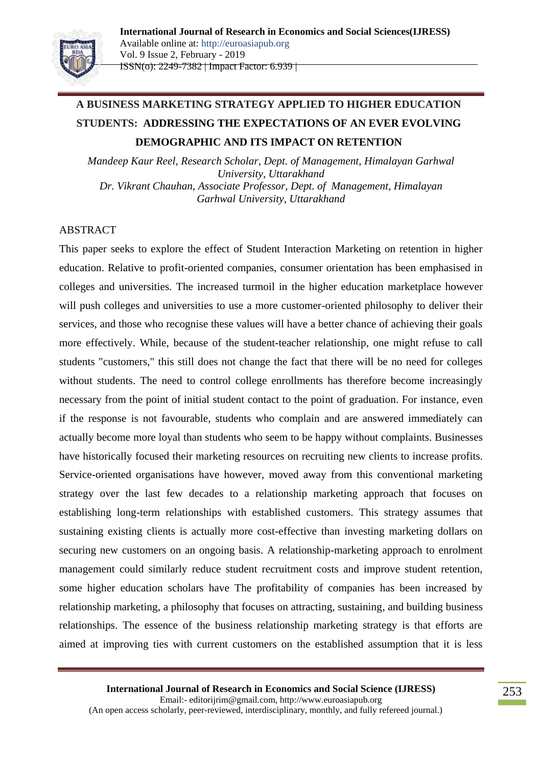# A BUSINESS MARKETING STRATEGY APPLIED TO HIGHER EDUCATION STUDENTS: ADDRESSING THE EXPECTATIONS OF AN EVER EVOLVING DEMOGRAPHIC AND ITS IMPACT ON RETENTION

*Mandeep Kaur Reel, Research Scholar, Dept. of Management, Himalayan Garhwal University, Uttarakhand*

*Dr. Vikrant Chauhan, Associate Professor, Dept. of Management, Himalayan Garhwal University, Uttarakhand*

## ABSTRACT

This paper seeks to explore the effect of Student Interaction Marketing on retention in higher education. Relative to profit-oriented companies, consumer orientation has been emphasised in colleges and universities. The increased turmoil in the higher education marketplace however will push colleges and universities to use a more customer-oriented philosophy to deliver their services, and those who recognise these values will have a better chance of achieving their goals more effectively. While, because of the student-teacher relationship, one might refuse to call students "customers," this still does not change the fact that there will be no need for colleges without students. The need to control college enrollments has therefore become increasingly necessary from the point of initial student contact to the point of graduation. For instance, even if the response is not favourable, students who complain and are answered immediately can actually become more loyal than students who seem to be happy without complaints. Businesses have historically focused their marketing resources on recruiting new clients to increase profits. Service-oriented organisations have however, moved away from this conventional marketing strategy over the last few decades to a relationship marketing approach that focuses on establishing long-term relationships with established customers. This strategy assumes that sustaining existing clients is actually more cost-effective than investing marketing dollars on securing new customers on an ongoing basis. A relationship-marketing approach to enrolment management could similarly reduce student recruitment costs and improve student retention, some higher education scholars have The profitability of companies has been increased by relationship marketing, a philosophy that focuses on attracting, sustaining, and building business relationships. The essence of the business relationship marketing strategy is that efforts are aimed at improving ties with current customers on the established assumption that it is less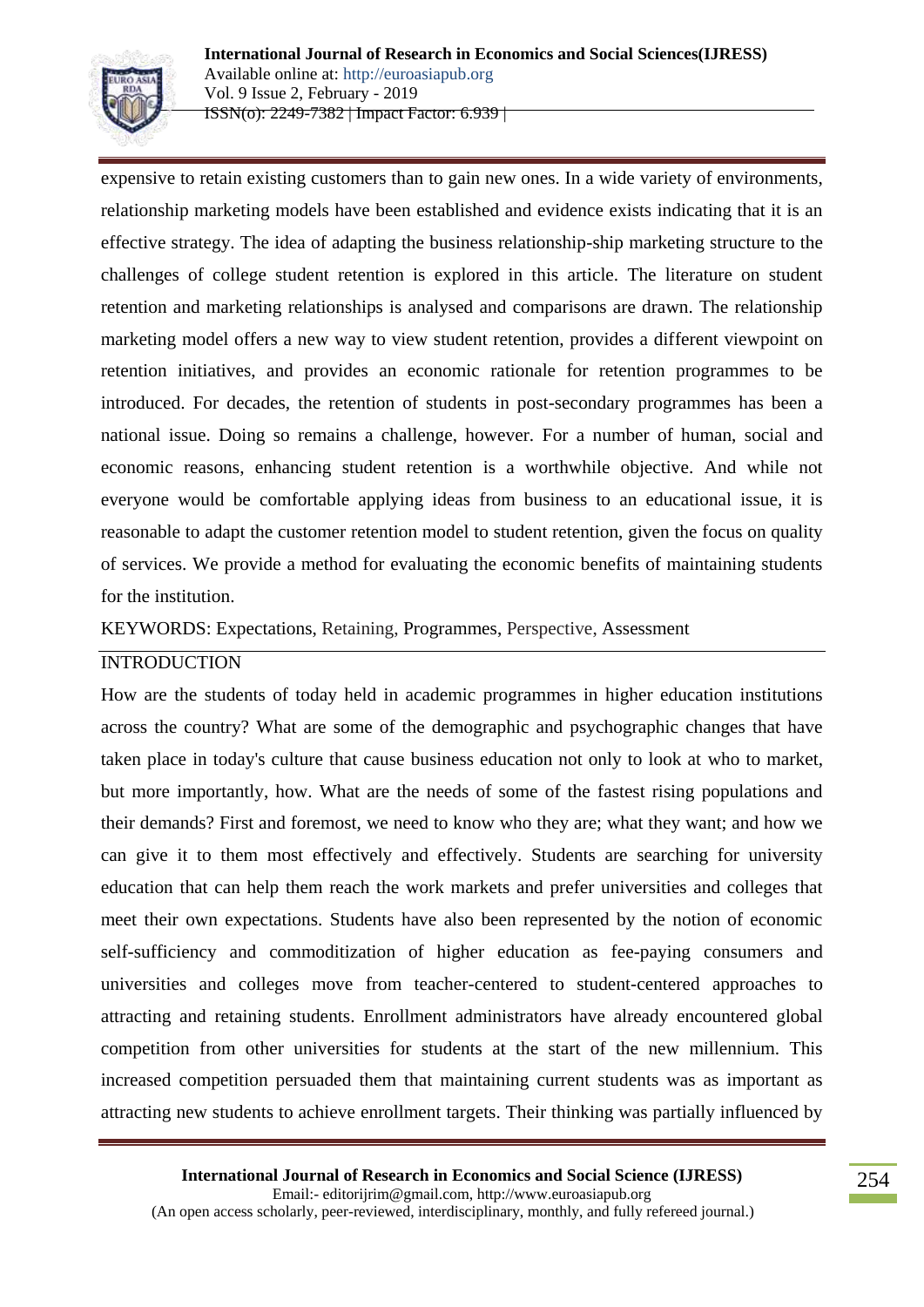expensive to retain existing customers than to gain new ones. In a wide variety of environments, relationship marketing models have been established and evidence exists indicating that it is an effective strategy. The idea of adapting the business relationship-ship marketing structure to the challenges of college student retention is explored in this article. The literature on student retention and marketing relationships is analysed and comparisons are drawn. The relationship marketing model offers a new way to view student retention, provides a different viewpoint on retention initiatives, and provides an economic rationale for retention programmes to be introduced. For decades, the retention of students in post-secondary programmes has been a national issue. Doing so remains a challenge, however. For a number of human, social and economic reasons, enhancing student retention is a worthwhile objective. And while not everyone would be comfortable applying ideas from business to an educational issue, it is reasonable to adapt the customer retention model to student retention, given the focus on quality of services. We provide a method for evaluating the economic benefits of maintaining students for the institution.

KEYWORDS: Expectations, Retaining, Programmes, Perspective, Assessment

## INTRODUCTION

How are the students of today held in academic programmes in higher education institutions across the country? What are some of the demographic and psychographic changes that have taken place in today's culture that cause business education not only to look at who to market, but more importantly, how. What are the needs of some of the fastest rising populations and their demands? First and foremost, we need to know who they are; what they want; and how we can give it to them most effectively and effectively. Students are searching for university education that can help them reach the work markets and prefer universities and colleges that meet their own expectations. Students have also been represented by the notion of economic self-sufficiency and commoditization of higher education as fee-paying consumers and universities and colleges move from teacher-centered to student-centered approaches to attracting and retaining students. Enrollment administrators have already encountered global competition from other universities for students at the start of the new millennium. This increased competition persuaded them that maintaining current students was as important as attracting new students to achieve enrollment targets. Their thinking was partially influenced by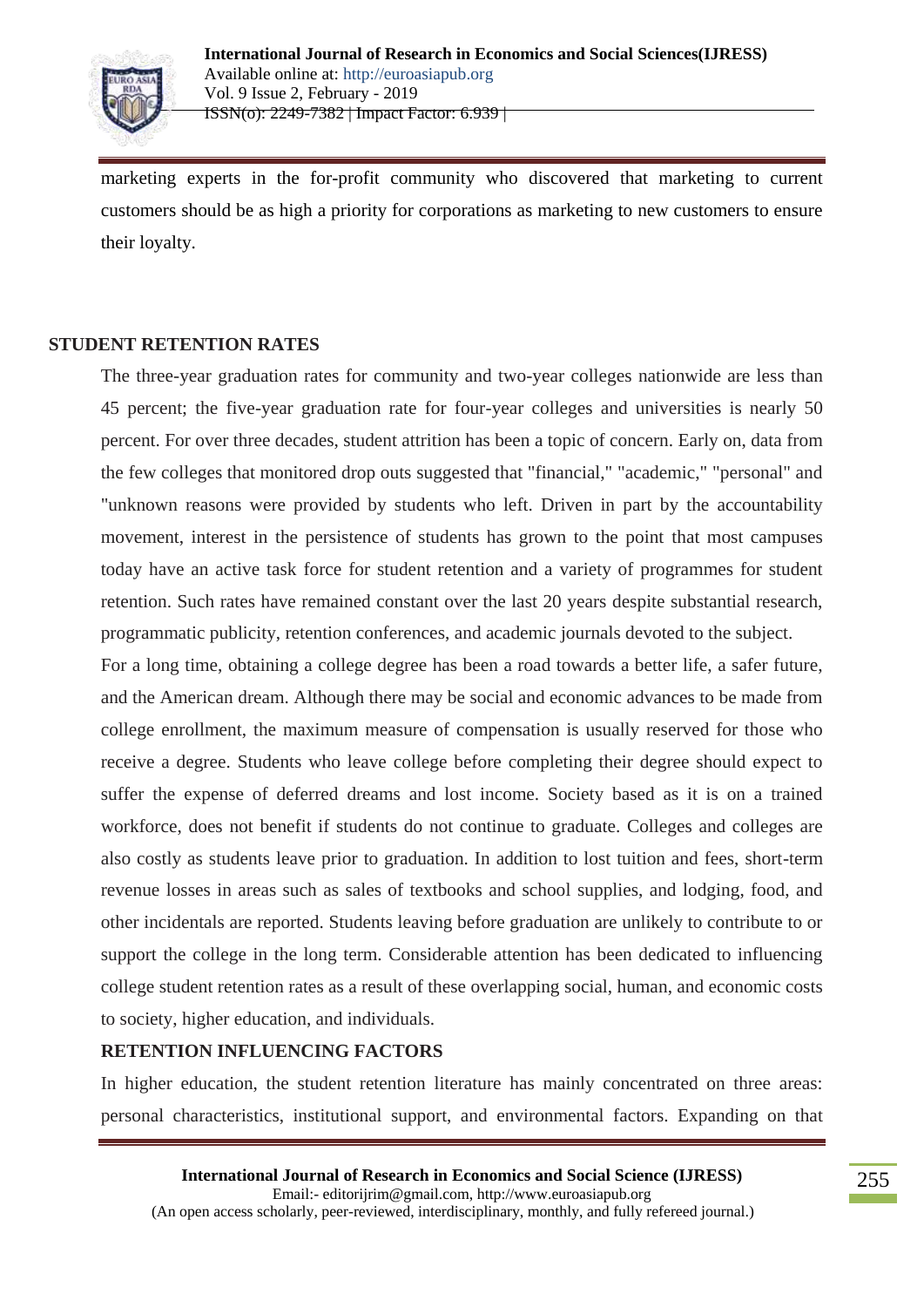marketing experts in the for-profit community who discovered that marketing to current customers should be as high a priority for corporations as marketing to new customers to ensure their loyalty.

## STUDENT RETENTION RATES

The three-year graduation rates for community and two-year colleges nationwide are less than 45 percent; the five-year graduation rate for four-year colleges and universities is nearly 50 percent. For over three decades, student attrition has been a topic of concern. Early on, data from the few colleges that monitored drop outs suggested that "financial," "academic," "personal" and "unknown reasons were provided by students who left. Driven in part by the accountability movement, interest in the persistence of students has grown to the point that most campuses today have an active task force for student retention and a variety of programmes for student retention. Such rates have remained constant over the last 20 years despite substantial research, programmatic publicity, retention conferences, and academic journals devoted to the subject.

For a long time, obtaining a college degree has been a road towards a better life, a safer future, and the American dream. Although there may be social and economic advances to be made from college enrollment, the maximum measure of compensation is usually reserved for those who receive a degree. Students who leave college before completing their degree should expect to suffer the expense of deferred dreams and lost income. Society based as it is on a trained workforce, does not benefit if students do not continue to graduate. Colleges and colleges are also costly as students leave prior to graduation. In addition to lost tuition and fees, short-term revenue losses in areas such as sales of textbooks and school supplies, and lodging, food, and other incidentals are reported. Students leaving before graduation are unlikely to contribute to or support the college in the long term. Considerable attention has been dedicated to influencing college student retention rates as a result of these overlapping social, human, and economic costs to society, higher education, and individuals.

## RETENTION INFLUENCING FACTORS

In higher education, the student retention literature has mainly concentrated on three areas: personal characteristics, institutional support, and environmental factors. Expanding on that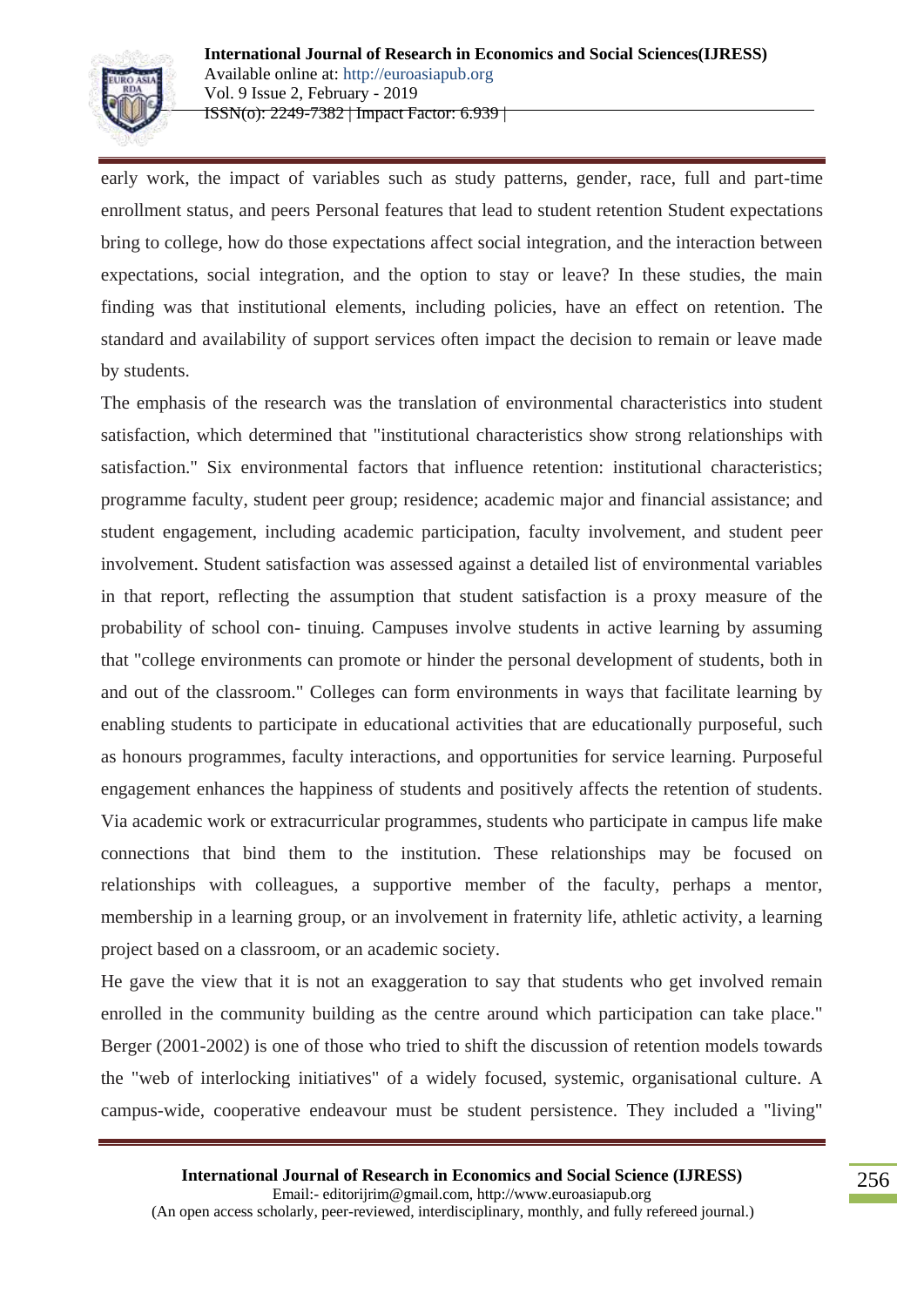early work, the impact of variables such as study patterns, gender, race, full and part-time enrollment status, and peers Personal features that lead to student retention Student expectations bring to college, how do those expectations affect social integration, and the interaction between expectations, social integration, and the option to stay or leave? In these studies, the main finding was that institutional elements, including policies, have an effect on retention. The standard and availability of support services often impact the decision to remain or leave made by students.

The emphasis of the research was the translation of environmental characteristics into student satisfaction, which determined that "institutional characteristics show strong relationships with satisfaction." Six environmental factors that influence retention: institutional characteristics; programme faculty, student peer group; residence; academic major and financial assistance; and student engagement, including academic participation, faculty involvement, and student peer involvement. Student satisfaction was assessed against a detailed list of environmental variables in that report, reflecting the assumption that student satisfaction is a proxy measure of the probability of school con- tinuing. Campuses involve students in active learning by assuming that "college environments can promote or hinder the personal development of students, both in and out of the classroom." Colleges can form environments in ways that facilitate learning by enabling students to participate in educational activities that are educationally purposeful, such as honours programmes, faculty interactions, and opportunities for service learning. Purposeful engagement enhances the happiness of students and positively affects the retention of students. Via academic work or extracurricular programmes, students who participate in campus life make connections that bind them to the institution. These relationships may be focused on relationships with colleagues, a supportive member of the faculty, perhaps a mentor, membership in a learning group, or an involvement in fraternity life, athletic activity, a learning project based on a classroom, or an academic society.

He gave the view that it is not an exaggeration to say that students who get involved remain enrolled in the community building as the centre around which participation can take place." Berger (2001-2002) is one of those who tried to shift the discussion of retention models towards the "web of interlocking initiatives" of a widely focused, systemic, organisational culture. A campus-wide, cooperative endeavour must be student persistence. They included a "living"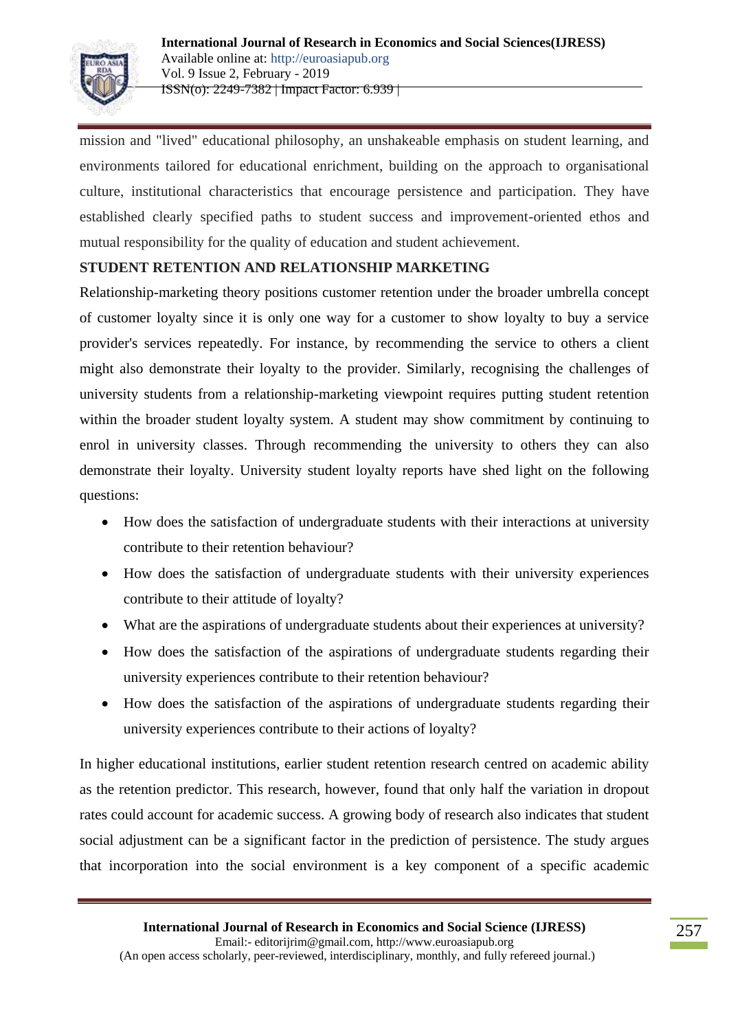mission and "lived" educational philosophy, an unshakeable emphasis on student learning, and environments tailored for educational enrichment, building on the approach to organisational culture, institutional characteristics that encourage persistence and participation. They have established clearly specified paths to student success and improvement-oriented ethos and mutual responsibility for the quality of education and student achievement.

## STUDENT RETENTION AND RELATIONSHIP MARKETING

Relationship-marketing theory positions customer retention under the broader umbrella concept of customer loyalty since it is only one way for a customer to show loyalty to buy a service provider's services repeatedly. For instance, by recommending the service to others a client might also demonstrate their loyalty to the provider. Similarly, recognising the challenges of university students from a relationship-marketing viewpoint requires putting student retention within the broader student loyalty system. A student may show commitment by continuing to enrol in university classes. Through recommending the university to others they can also demonstrate their loyalty. University student loyalty reports have shed light on the following questions:

- How does the satisfaction of undergraduate students with their interactions at university contribute to their retention behaviour?
- How does the satisfaction of undergraduate students with their university experiences contribute to their attitude of loyalty?
- What are the aspirations of undergraduate students about their experiences at university?
- How does the satisfaction of the aspirations of undergraduate students regarding their university experiences contribute to their retention behaviour?
- How does the satisfaction of the aspirations of undergraduate students regarding their university experiences contribute to their actions of loyalty?

In higher educational institutions, earlier student retention research centred on academic ability as the retention predictor. This research, however, found that only half the variation in dropout rates could account for academic success. A growing body of research also indicates that student social adjustment can be a significant factor in the prediction of persistence. The study argues that incorporation into the social environment is a key component of a specific academic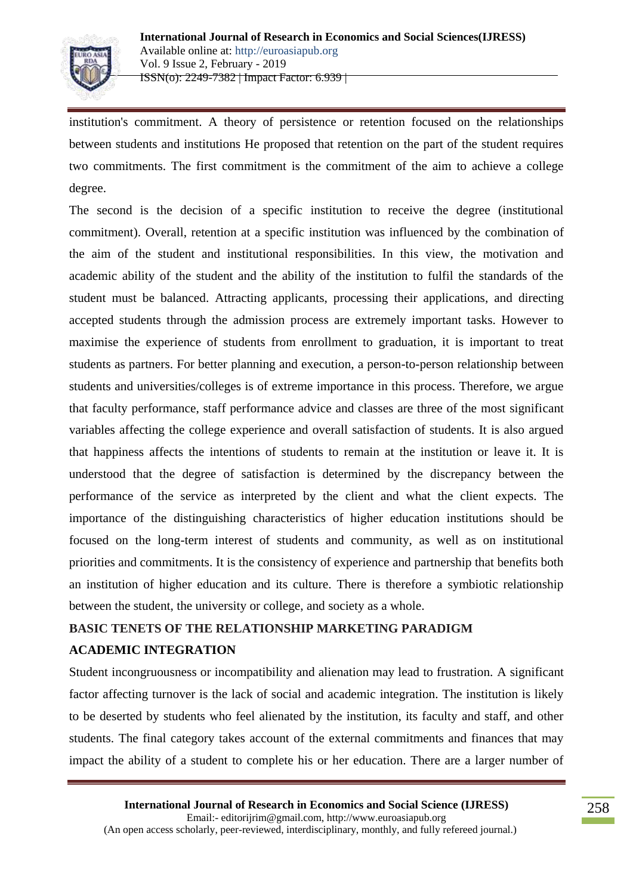institution's commitment. A theory of persistence or retention focused on the relationships between students and institutions He proposed that retention on the part of the student requires two commitments. The first commitment is the commitment of the aim to achieve a college degree.

The second is the decision of a specific institution to receive the degree (institutional commitment). Overall, retention at a specific institution was influenced by the combination of the aim of the student and institutional responsibilities. In this view, the motivation and academic ability of the student and the ability of the institution to fulfil the standards of the student must be balanced. Attracting applicants, processing their applications, and directing accepted students through the admission process are extremely important tasks. However to maximise the experience of students from enrollment to graduation, it is important to treat students as partners. For better planning and execution, a person-to-person relationship between students and universities/colleges is of extreme importance in this process. Therefore, we argue that faculty performance, staff performance advice and classes are three of the most significant variables affecting the college experience and overall satisfaction of students. It is also argued that happiness affects the intentions of students to remain at the institution or leave it. It is understood that the degree of satisfaction is determined by the discrepancy between the performance of the service as interpreted by the client and what the client expects. The importance of the distinguishing characteristics of higher education institutions should be focused on the long-term interest of students and community, as well as on institutional priorities and commitments. It is the consistency of experience and partnership that benefits both an institution of higher education and its culture. There is therefore a symbiotic relationship between the student, the university or college, and society as a whole.

## BASIC TENETS OF THE RELATIONSHIP MARKETING PARADIGM

### ACADEMIC INTEGRATION

Student incongruousness or incompatibility and alienation may lead to frustration. A significant factor affecting turnover is the lack of social and academic integration. The institution is likely to be deserted by students who feel alienated by the institution, its faculty and staff, and other students. The final category takes account of the external commitments and finances that may impact the ability of a student to complete his or her education. There are a larger number of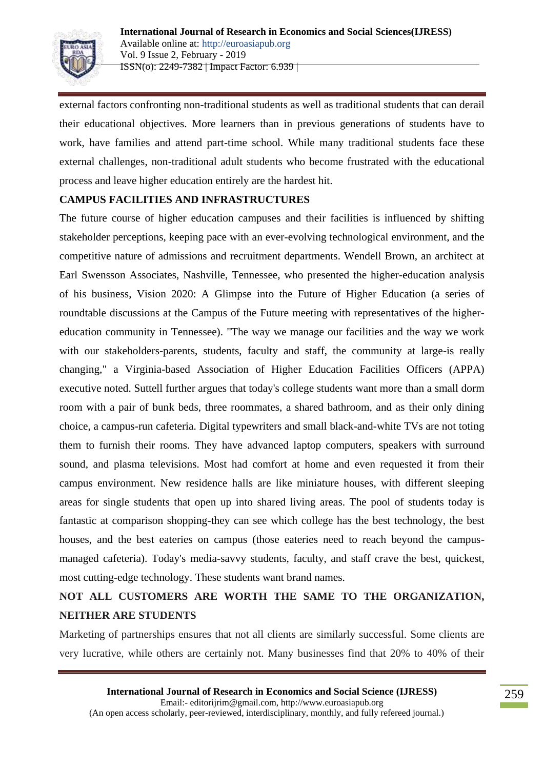external factors confronting non-traditional students as well as traditional students that can derail their educational objectives. More learners than in previous generations of students have to work, have families and attend part-time school. While many traditional students face these external challenges, non-traditional adult students who become frustrated with the educational process and leave higher education entirely are the hardest hit.

## CAMPUS FACILITIES AND INFRASTRUCTURES

The future course of higher education campuses and their facilities is influenced by shifting stakeholder perceptions, keeping pace with an ever-evolving technological environment, and the competitive nature of admissions and recruitment departments. Wendell Brown, an architect at Earl Swensson Associates, Nashville, Tennessee, who presented the higher-education analysis of his business, Vision 2020: A Glimpse into the Future of Higher Education (a series of roundtable discussions at the Campus of the Future meeting with representatives of the higher-education community in Tennessee). "The way we manage our facilities and the way we work with our stakeholders-parents, students, faculty and staff, the community at large-is really changing," a Virginia-based Association of Higher Education Facilities Officers (APPA) executive noted. Suttell further argues that today's college students want more than a small dorm room with a pair of bunk beds, three roommates, a shared bathroom, and as their only dining choice, a campus-run cafeteria. Digital typewriters and small black-and-white TVs are not toting them to furnish their rooms. They have advanced laptop computers, speakers with surround sound, and plasma televisions. Most had comfort at home and even requested it from their campus environment. New residence halls are like miniature houses, with different sleeping areas for single students that open up into shared living areas. The pool of students today is fantastic at comparison shopping-they can see which college has the best technology, the best houses, and the best eateries on campus (those eateries need to reach beyond the campus-managed cafeteria). Today's media-savvy students, faculty, and staff crave the best, quickest, most cutting-edge technology. These students want brand names.

## NOT ALL CUSTOMERS ARE WORTH THE SAME TO THE ORGANIZATION, NEITHER ARE STUDENTS

Marketing of partnerships ensures that not all clients are similarly successful. Some clients are very lucrative, while others are certainly not. Many businesses find that 20% to 40% of their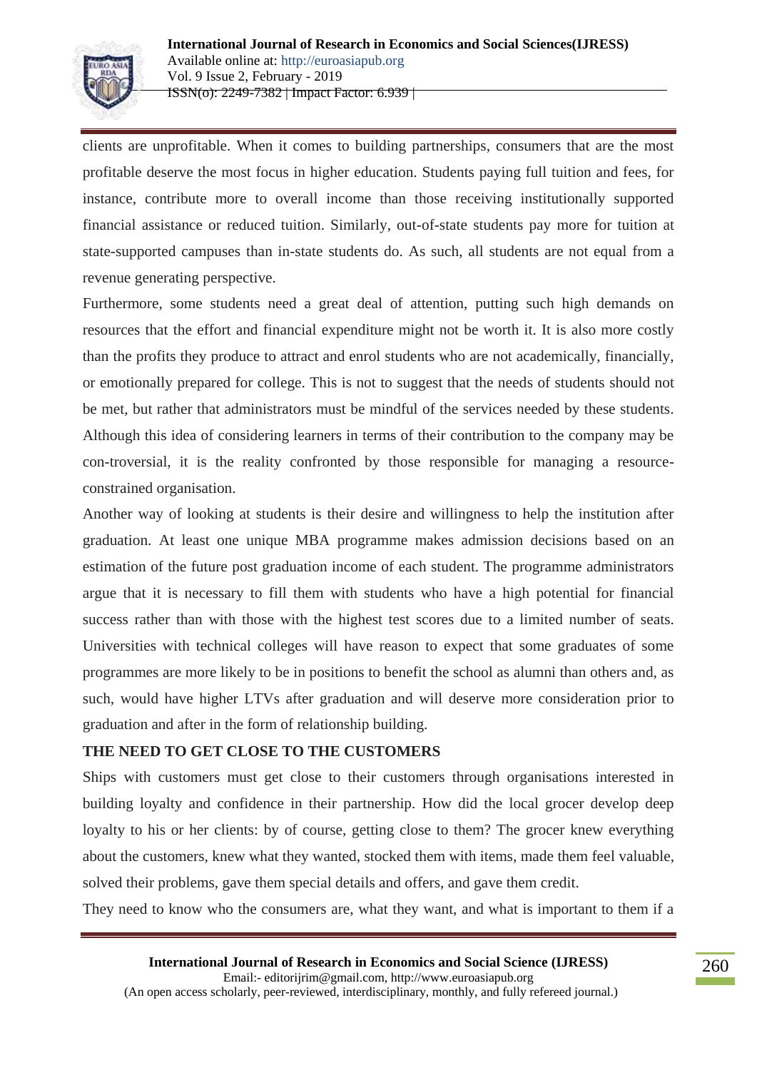clients are unprofitable. When it comes to building partnerships, consumers that are the most profitable deserve the most focus in higher education. Students paying full tuition and fees, for instance, contribute more to overall income than those receiving institutionally supported financial assistance or reduced tuition. Similarly, out-of-state students pay more for tuition at state-supported campuses than in-state students do. As such, all students are not equal from a revenue generating perspective.

Furthermore, some students need a great deal of attention, putting such high demands on resources that the effort and financial expenditure might not be worth it. It is also more costly than the profits they produce to attract and enrol students who are not academically, financially, or emotionally prepared for college. This is not to suggest that the needs of students should not be met, but rather that administrators must be mindful of the services needed by these students. Although this idea of considering learners in terms of their contribution to the company may be con-troversial, it is the reality confronted by those responsible for managing a resource-constrained organisation.

Another way of looking at students is their desire and willingness to help the institution after graduation. At least one unique MBA programme makes admission decisions based on an estimation of the future post graduation income of each student. The programme administrators argue that it is necessary to fill them with students who have a high potential for financial success rather than with those with the highest test scores due to a limited number of seats. Universities with technical colleges will have reason to expect that some graduates of some programmes are more likely to be in positions to benefit the school as alumni than others and, as such, would have higher LTVs after graduation and will deserve more consideration prior to graduation and after in the form of relationship building.

## THE NEED TO GET CLOSE TO THE CUSTOMERS

Ships with customers must get close to their customers through organisations interested in building loyalty and confidence in their partnership. How did the local grocer develop deep loyalty to his or her clients: by of course, getting close to them? The grocer knew everything about the customers, knew what they wanted, stocked them with items, made them feel valuable, solved their problems, gave them special details and offers, and gave them credit.

They need to know who the consumers are, what they want, and what is important to them if a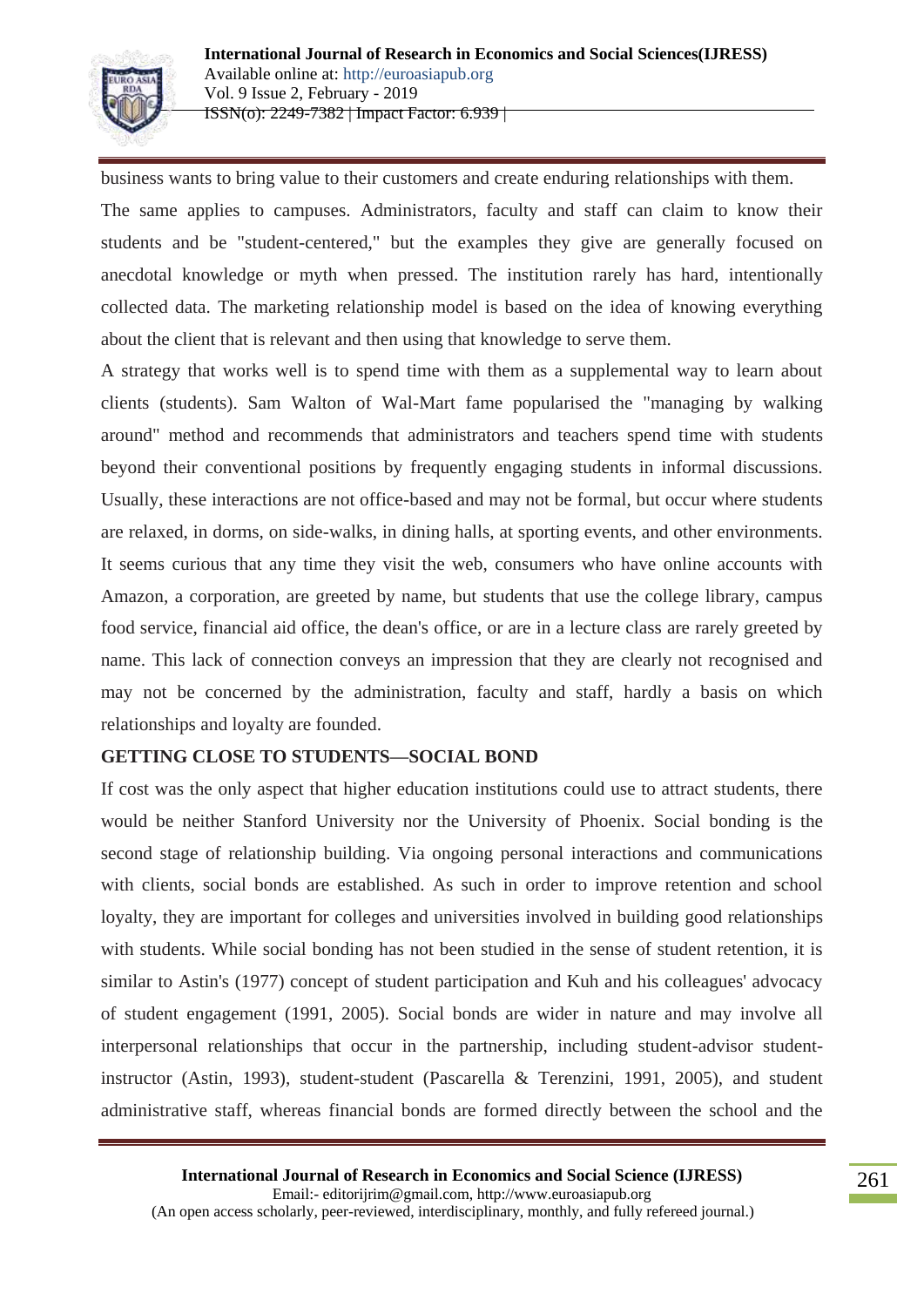business wants to bring value to their customers and create enduring relationships with them. The same applies to campuses. Administrators, faculty and staff can claim to know their students and be "student-centered," but the examples they give are generally focused on anecdotal knowledge or myth when pressed. The institution rarely has hard, intentionally collected data. The marketing relationship model is based on the idea of knowing everything about the client that is relevant and then using that knowledge to serve them.

A strategy that works well is to spend time with them as a supplemental way to learn about clients (students). Sam Walton of Wal-Mart fame popularised the "managing by walking around" method and recommends that administrators and teachers spend time with students beyond their conventional positions by frequently engaging students in informal discussions. Usually, these interactions are not office-based and may not be formal, but occur where students are relaxed, in dorms, on side-walks, in dining halls, at sporting events, and other environments. It seems curious that any time they visit the web, consumers who have online accounts with Amazon, a corporation, are greeted by name, but students that use the college library, campus food service, financial aid office, the dean's office, or are in a lecture class are rarely greeted by name. This lack of connection conveys an impression that they are clearly not recognised and may not be concerned by the administration, faculty and staff, hardly a basis on which relationships and loyalty are founded.

**GETTING CLOSE TO STUDENTS—SOCIAL BOND**

If cost was the only aspect that higher education institutions could use to attract students, there would be neither Stanford University nor the University of Phoenix. Social bonding is the second stage of relationship building. Via ongoing personal interactions and communications with clients, social bonds are established. As such in order to improve retention and school loyalty, they are important for colleges and universities involved in building good relationships with students. While social bonding has not been studied in the sense of student retention, it is similar to Astin's (1977) concept of student participation and Kuh and his colleagues' advocacy of student engagement (1991, 2005). Social bonds are wider in nature and may involve all interpersonal relationships that occur in the partnership, including student-advisor student-instructor (Astin, 1993), student-student (Pascarella & Terenzini, 1991, 2005), and student administrative staff, whereas financial bonds are formed directly between the school and the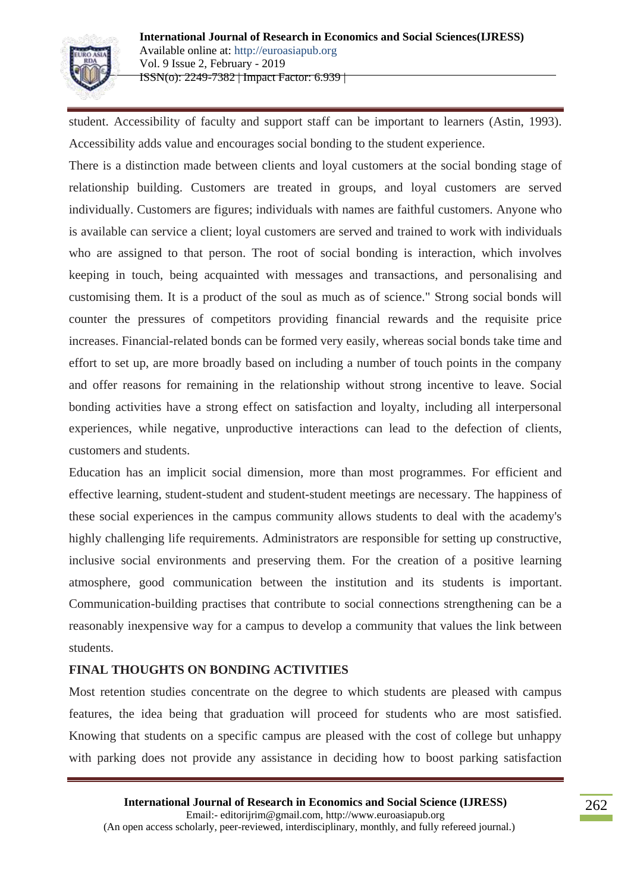student. Accessibility of faculty and support staff can be important to learners (Astin, 1993). Accessibility adds value and encourages social bonding to the student experience.

There is a distinction made between clients and loyal customers at the social bonding stage of relationship building. Customers are treated in groups, and loyal customers are served individually. Customers are figures; individuals with names are faithful customers. Anyone who is available can service a client; loyal customers are served and trained to work with individuals who are assigned to that person. The root of social bonding is interaction, which involves keeping in touch, being acquainted with messages and transactions, and personalising and customising them. It is a product of the soul as much as of science." Strong social bonds will counter the pressures of competitors providing financial rewards and the requisite price increases. Financial-related bonds can be formed very easily, whereas social bonds take time and effort to set up, are more broadly based on including a number of touch points in the company and offer reasons for remaining in the relationship without strong incentive to leave. Social bonding activities have a strong effect on satisfaction and loyalty, including all interpersonal experiences, while negative, unproductive interactions can lead to the defection of clients, customers and students.

Education has an implicit social dimension, more than most programmes. For efficient and effective learning, student-student and student-student meetings are necessary. The happiness of these social experiences in the campus community allows students to deal with the academy's highly challenging life requirements. Administrators are responsible for setting up constructive, inclusive social environments and preserving them. For the creation of a positive learning atmosphere, good communication between the institution and its students is important. Communication-building practises that contribute to social connections strengthening can be a reasonably inexpensive way for a campus to develop a community that values the link between students.

## FINAL THOUGHTS ON BONDING ACTIVITIES

Most retention studies concentrate on the degree to which students are pleased with campus features, the idea being that graduation will proceed for students who are most satisfied. Knowing that students on a specific campus are pleased with the cost of college but unhappy with parking does not provide any assistance in deciding how to boost parking satisfaction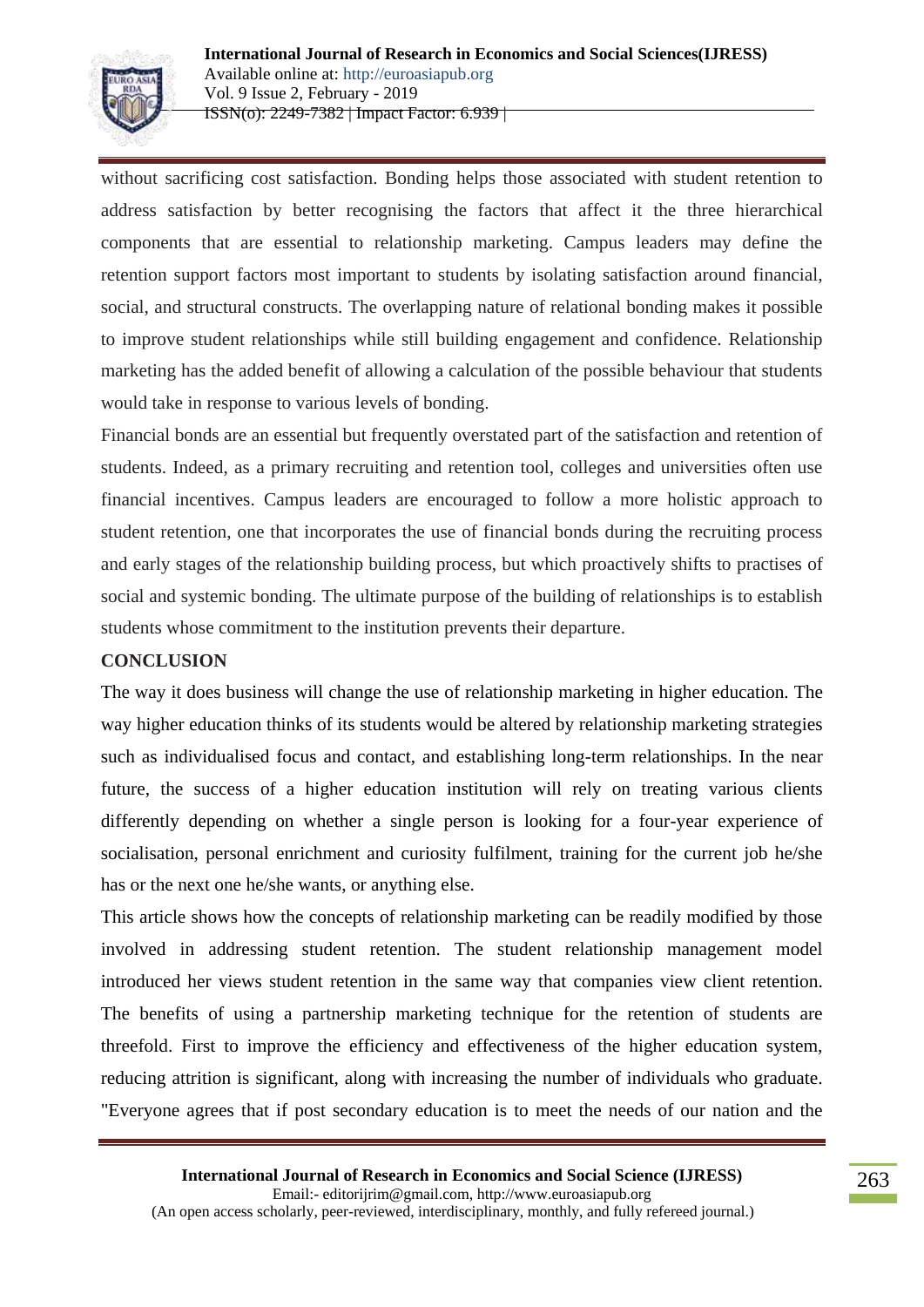without sacrificing cost satisfaction. Bonding helps those associated with student retention to address satisfaction by better recognising the factors that affect it the three hierarchical components that are essential to relationship marketing. Campus leaders may define the retention support factors most important to students by isolating satisfaction around financial, social, and structural constructs. The overlapping nature of relational bonding makes it possible to improve student relationships while still building engagement and confidence. Relationship marketing has the added benefit of allowing a calculation of the possible behaviour that students would take in response to various levels of bonding.

Financial bonds are an essential but frequently overstated part of the satisfaction and retention of students. Indeed, as a primary recruiting and retention tool, colleges and universities often use financial incentives. Campus leaders are encouraged to follow a more holistic approach to student retention, one that incorporates the use of financial bonds during the recruiting process and early stages of the relationship building process, but which proactively shifts to practises of social and systemic bonding. The ultimate purpose of the building of relationships is to establish students whose commitment to the institution prevents their departure.

## CONCLUSION

The way it does business will change the use of relationship marketing in higher education. The way higher education thinks of its students would be altered by relationship marketing strategies such as individualised focus and contact, and establishing long-term relationships. In the near future, the success of a higher education institution will rely on treating various clients differently depending on whether a single person is looking for a four-year experience of socialisation, personal enrichment and curiosity fulfilment, training for the current job he/she has or the next one he/she wants, or anything else.

This article shows how the concepts of relationship marketing can be readily modified by those involved in addressing student retention. The student relationship management model introduced her views student retention in the same way that companies view client retention. The benefits of using a partnership marketing technique for the retention of students are threefold. First to improve the efficiency and effectiveness of the higher education system, reducing attrition is significant, along with increasing the number of individuals who graduate. "Everyone agrees that if post secondary education is to meet the needs of our nation and the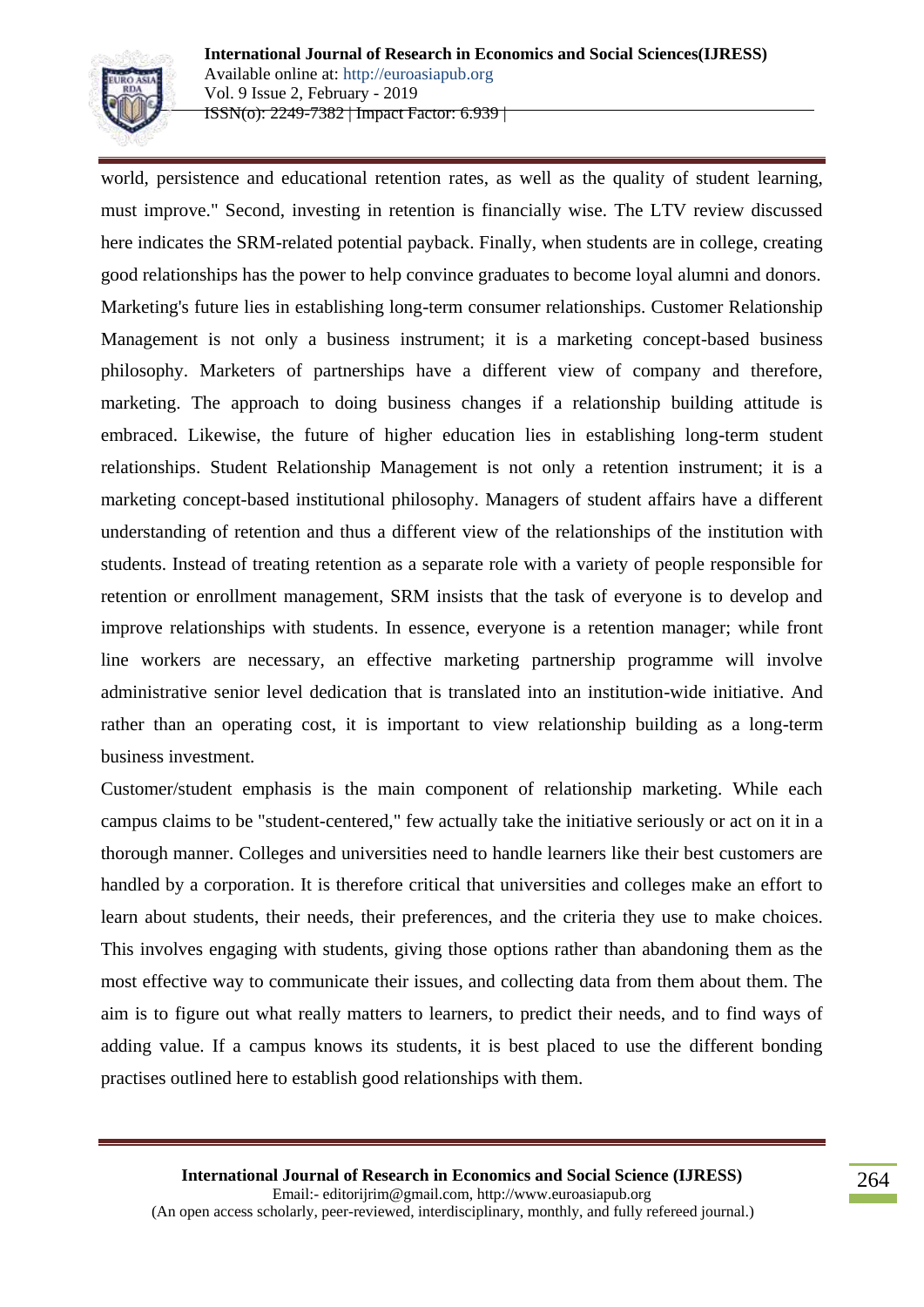world, persistence and educational retention rates, as well as the quality of student learning, must improve." Second, investing in retention is financially wise. The LTV review discussed here indicates the SRM-related potential payback. Finally, when students are in college, creating good relationships has the power to help convince graduates to become loyal alumni and donors. Marketing's future lies in establishing long-term consumer relationships. Customer Relationship Management is not only a business instrument; it is a marketing concept-based business philosophy. Marketers of partnerships have a different view of company and therefore, marketing. The approach to doing business changes if a relationship building attitude is embraced. Likewise, the future of higher education lies in establishing long-term student relationships. Student Relationship Management is not only a retention instrument; it is a marketing concept-based institutional philosophy. Managers of student affairs have a different understanding of retention and thus a different view of the relationships of the institution with students. Instead of treating retention as a separate role with a variety of people responsible for retention or enrollment management, SRM insists that the task of everyone is to develop and improve relationships with students. In essence, everyone is a retention manager; while front line workers are necessary, an effective marketing partnership programme will involve administrative senior level dedication that is translated into an institution-wide initiative. And rather than an operating cost, it is important to view relationship building as a long-term business investment.

Customer/student emphasis is the main component of relationship marketing. While each campus claims to be "student-centered," few actually take the initiative seriously or act on it in a thorough manner. Colleges and universities need to handle learners like their best customers are handled by a corporation. It is therefore critical that universities and colleges make an effort to learn about students, their needs, their preferences, and the criteria they use to make choices. This involves engaging with students, giving those options rather than abandoning them as the most effective way to communicate their issues, and collecting data from them about them. The aim is to figure out what really matters to learners, to predict their needs, and to find ways of adding value. If a campus knows its students, it is best placed to use the different bonding practises outlined here to establish good relationships with them.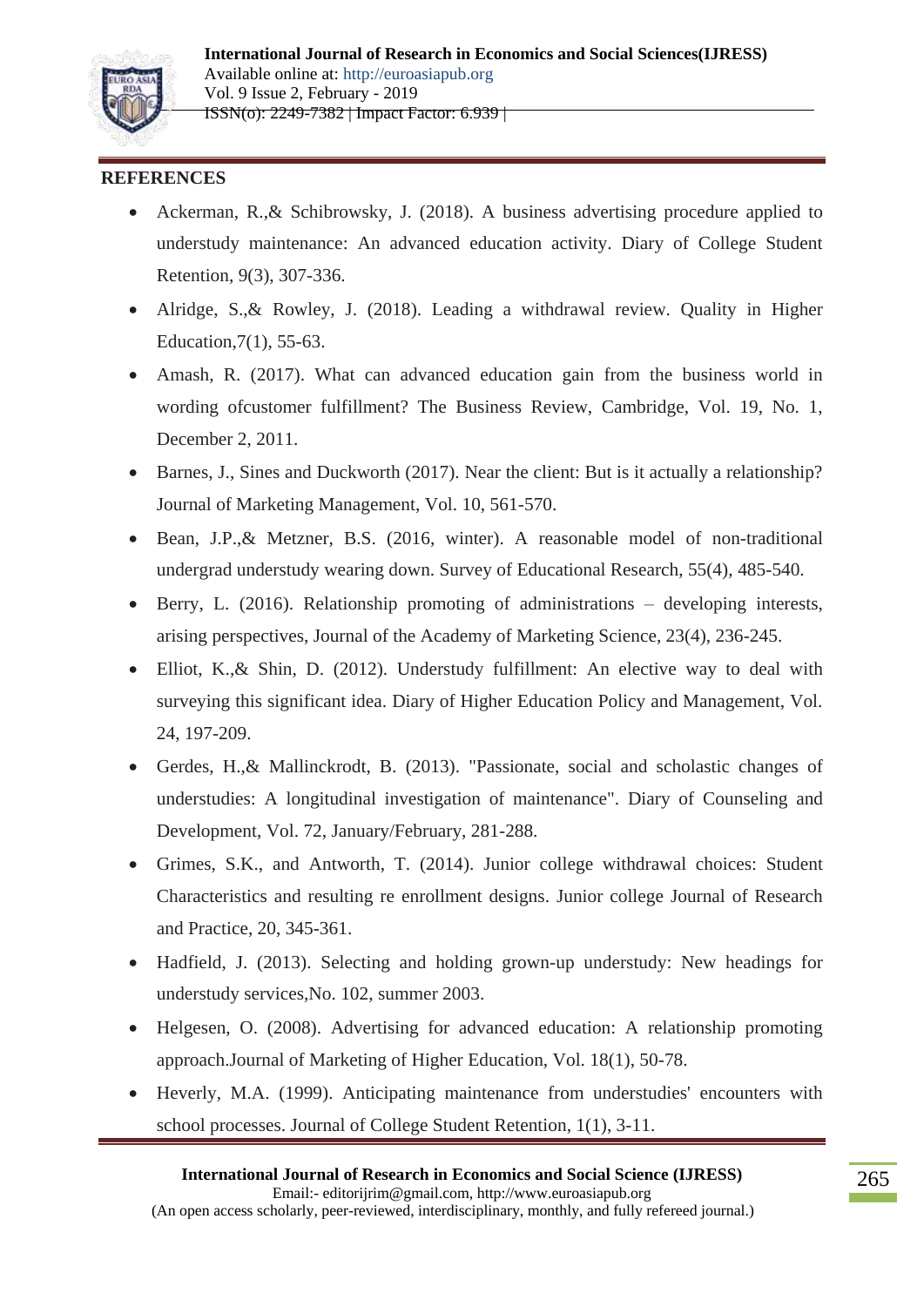## REFERENCES

- Ackerman, R.,& Schibrowsky, J. (2018). A business advertising procedure applied to understudy maintenance: An advanced education activity. Diary of College Student Retention, 9(3), 307-336.
- Alridge, S.,& Rowley, J. (2018). Leading a withdrawal review. Quality in Higher Education,7(1), 55-63.
- Amash, R. (2017). What can advanced education gain from the business world in wording ofcustomer fulfillment? The Business Review, Cambridge, Vol. 19, No. 1, December 2, 2011.
- Barnes, J., Sines and Duckworth (2017). Near the client: But is it actually a relationship? Journal of Marketing Management, Vol. 10, 561-570.
- Bean, J.P.,& Metzner, B.S. (2016, winter). A reasonable model of non-traditional undergrad understudy wearing down. Survey of Educational Research, 55(4), 485-540.
- Berry, L. (2016). Relationship promoting of administrations – developing interests, arising perspectives, Journal of the Academy of Marketing Science, 23(4), 236-245.
- Elliot, K.,& Shin, D. (2012). Understudy fulfillment: An elective way to deal with surveying this significant idea. Diary of Higher Education Policy and Management, Vol. 24, 197-209.
- Gerdes, H.,& Mallinckrodt, B. (2013). "Passionate, social and scholastic changes of understudies: A longitudinal investigation of maintenance". Diary of Counseling and Development, Vol. 72, January/February, 281-288.
- Grimes, S.K., and Antworth, T. (2014). Junior college withdrawal choices: Student Characteristics and resulting re enrollment designs. Junior college Journal of Research and Practice, 20, 345-361.
- Hadfield, J. (2013). Selecting and holding grown-up understudy: New headings for understudy services,No. 102, summer 2003.
- Helgesen, O. (2008). Advertising for advanced education: A relationship promoting approach.Journal of Marketing of Higher Education, Vol. 18(1), 50-78.
- Heverly, M.A. (1999). Anticipating maintenance from understudies' encounters with school processes. Journal of College Student Retention, 1(1), 3-11.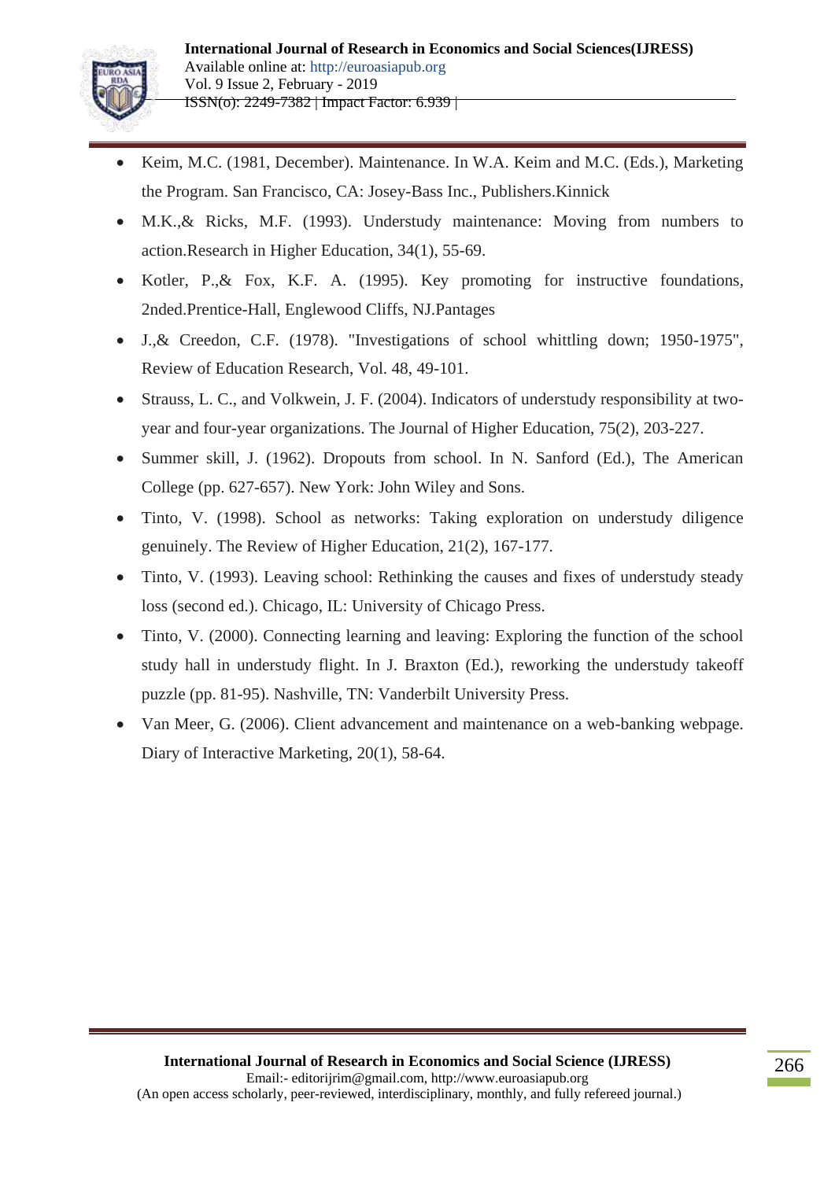- Keim, M.C. (1981, December). Maintenance. In W.A. Keim and M.C. (Eds.), Marketing the Program. San Francisco, CA: Josey-Bass Inc., Publishers.Kinnick
- M.K.,& Ricks, M.F. (1993). Understudy maintenance: Moving from numbers to action.Research in Higher Education, 34(1), 55-69.
- Kotler, P.,& Fox, K.F. A. (1995). Key promoting for instructive foundations, 2nded.Prentice-Hall, Englewood Cliffs, NJ.Pantages
- J.,& Creedon, C.F. (1978). "Investigations of school whittling down; 1950-1975", Review of Education Research, Vol. 48, 49-101.
- Strauss, L. C., and Volkwein, J. F. (2004). Indicators of understudy responsibility at two-year and four-year organizations. The Journal of Higher Education, 75(2), 203-227.
- Summer skill, J. (1962). Dropouts from school. In N. Sanford (Ed.), The American College (pp. 627-657). New York: John Wiley and Sons.
- Tinto, V. (1998). School as networks: Taking exploration on understudy diligence genuinely. The Review of Higher Education, 21(2), 167-177.
- Tinto, V. (1993). Leaving school: Rethinking the causes and fixes of understudy steady loss (second ed.). Chicago, IL: University of Chicago Press.
- Tinto, V. (2000). Connecting learning and leaving: Exploring the function of the school study hall in understudy flight. In J. Braxton (Ed.), reworking the understudy takeoff puzzle (pp. 81-95). Nashville, TN: Vanderbilt University Press.
- Van Meer, G. (2006). Client advancement and maintenance on a web-banking webpage. Diary of Interactive Marketing, 20(1), 58-64.